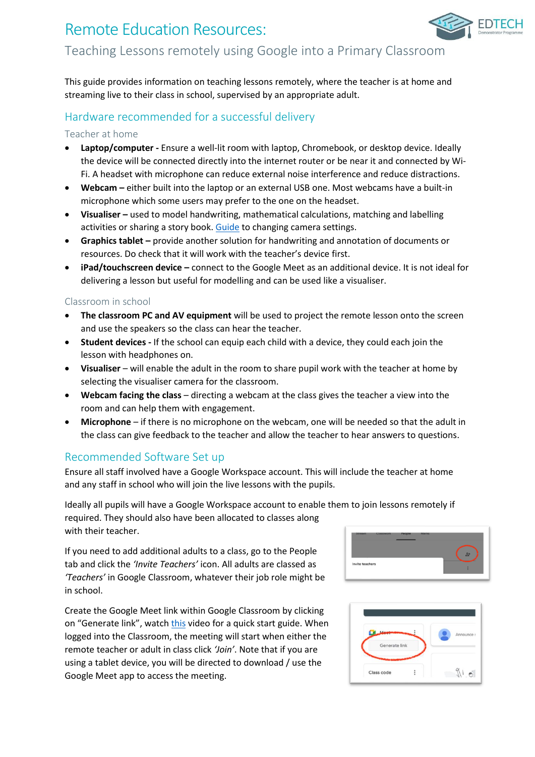# Remote Education Resources:

## Teaching Lessons remotely using Google into a Primary Classroom

This guide provides information on teaching lessons remotely, where the teacher is at home and streaming live to their class in school, supervised by an appropriate adult.

## Hardware recommended for a successful delivery

### Teacher at home

- **Laptop/computer -** Ensure a well-lit room with laptop, Chromebook, or desktop device. Ideally the device will be connected directly into the internet router or be near it and connected by Wi-Fi. A headset with microphone can reduce external noise interference and reduce distractions.
- **Webcam –** either built into the laptop or an external USB one. Most webcams have a built-in microphone which some users may prefer to the one on the headset.
- **Visualiser –** used to model handwriting, mathematical calculations, matching and labelling activities or sharing a story book. Guide to changing camera settings.
- **Graphics tablet –** provide another solution for handwriting and annotation of documents or resources. Do check that it will work with the teacher's device first.
- **iPad/touchscreen device –** connect to the Google Meet as an additional device. It is not ideal for delivering a lesson but useful for modelling and can be used like a visualiser.

### Classroom in school

- **The classroom PC and AV equipment** will be used to project the remote lesson onto the screen and use the speakers so the class can hear the teacher.
- **Student devices -** If the school can equip each child with a device, they could each join the lesson with headphones on.
- **Visualiser** – will enable the adult in the room to share pupil work with the teacher at home by selecting the visualiser camera for the classroom.
- **Webcam facing the class** – directing a webcam at the class gives the teacher a view into the room and can help them with engagement.
- **Microphone** – if there is no microphone on the webcam, one will be needed so that the adult in the class can give feedback to the teacher and allow the teacher to hear answers to questions.

## Recommended Software Set up

Ensure all staff involved have a Google Workspace account. This will include the teacher at home and any staff in school who will join the live lessons with the pupils.

Ideally all pupils will have a Google Workspace account to enable them to join lessons remotely if required. They should also have been allocated to classes along with their teacher.

If you need to add additional adults to a class, go to the People tab and click the *'Invite Teachers'* icon. All adults are classed as *'Teachers'* in Google Classroom, whatever their job role might be in school.

Create the Google Meet link within Google Classroom by clicking on "Generate link", watch this video for a quick start guide. When logged into the Classroom, the meeting will start when either the remote teacher or adult in class click *'Join'*. Note that if you are using a tablet device, you will be directed to download / use the Google Meet app to access the meeting.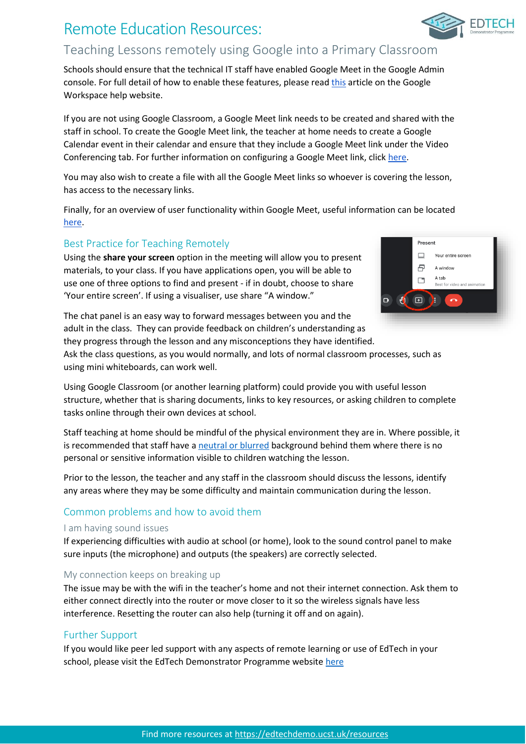# Remote Education Resources:

## Teaching Lessons remotely using Google into a Primary Classroom

Schools should ensure that the technical IT staff have enabled Google Meet in the Google Admin console. For full detail of how to enable these features, please read this article on the Google Workspace help website.

If you are not using Google Classroom, a Google Meet link needs to be created and shared with the staff in school. To create the Google Meet link, the teacher at home needs to create a Google Calendar event in their calendar and ensure that they include a Google Meet link under the Video Conferencing tab. For further information on configuring a Google Meet link, click here.

You may also wish to create a file with all the Google Meet links so whoever is covering the lesson, has access to the necessary links.

Finally, for an overview of user functionality within Google Meet, useful information can be located here.

### Best Practice for Teaching Remotely

Using the **share your screen** option in the meeting will allow you to present materials, to your class. If you have applications open, you will be able to use one of three options to find and present - if in doubt, choose to share 'Your entire screen'. If using a visualiser, use share "A window."

The chat panel is an easy way to forward messages between you and the adult in the class. They can provide feedback on children's understanding as they progress through the lesson and any misconceptions they have identified. Ask the class questions, as you would normally, and lots of normal classroom processes, such as using mini whiteboards, can work well.

Using Google Classroom (or another learning platform) could provide you with useful lesson structure, whether that is sharing documents, links to key resources, or asking children to complete tasks online through their own devices at school.

Staff teaching at home should be mindful of the physical environment they are in. Where possible, it is recommended that staff have a neutral or blurred background behind them where there is no personal or sensitive information visible to children watching the lesson.

Prior to the lesson, the teacher and any staff in the classroom should discuss the lessons, identify any areas where they may be some difficulty and maintain communication during the lesson.

### Common problems and how to avoid them

#### I am having sound issues

If experiencing difficulties with audio at school (or home), look to the sound control panel to make sure inputs (the microphone) and outputs (the speakers) are correctly selected.

#### My connection keeps on breaking up

The issue may be with the wifi in the teacher's home and not their internet connection. Ask them to either connect directly into the router or move closer to it so the wireless signals have less interference. Resetting the router can also help (turning it off and on again).

### Further Support

If you would like peer led support with any aspects of remote learning or use of EdTech in your school, please visit the EdTech Demonstrator Programme website here

Find more resources at https://edtechdemo.ucst.uk/resources